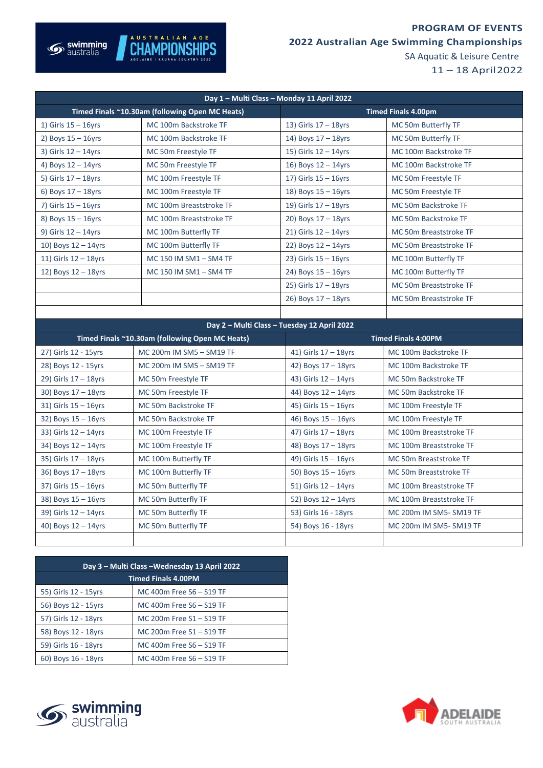**PROGRAM OF EVENTS**

**2022 Australian Age Swimming Championships**

SA Aquatic & Leisure Centre

11 – 18 April 2022

| Day 1 – Multi Class – Monday 11 April 2022 | | | |
|---|---|---|---|
| **Timed Finals ~10.30am (following Open MC Heats)** | | **Timed Finals 4.00pm** | |
| 1) Girls 15 – 16yrs | MC 100m Backstroke TF | 13) Girls 17 – 18yrs | MC 50m Butterfly TF |
| 2) Boys 15 – 16yrs | MC 100m Backstroke TF | 14) Boys 17 – 18yrs | MC 50m Butterfly TF |
| 3) Girls 12 – 14yrs | MC 50m Freestyle TF | 15) Girls 12 – 14yrs | MC 100m Backstroke TF |
| 4) Boys 12 – 14yrs | MC 50m Freestyle TF | 16) Boys 12 – 14yrs | MC 100m Backstroke TF |
| 5) Girls 17 – 18yrs | MC 100m Freestyle TF | 17) Girls 15 – 16yrs | MC 50m Freestyle TF |
| 6) Boys 17 – 18yrs | MC 100m Freestyle TF | 18) Boys 15 – 16yrs | MC 50m Freestyle TF |
| 7) Girls 15 – 16yrs | MC 100m Breaststroke TF | 19) Girls 17 – 18yrs | MC 50m Backstroke TF |
| 8) Boys 15 – 16yrs | MC 100m Breaststroke TF | 20) Boys 17 – 18yrs | MC 50m Backstroke TF |
| 9) Girls 12 – 14yrs | MC 100m Butterfly TF | 21) Girls 12 – 14yrs | MC 50m Breaststroke TF |
| 10) Boys 12 – 14yrs | MC 100m Butterfly TF | 22) Boys 12 – 14yrs | MC 50m Breaststroke TF |
| 11) Girls 12 – 18yrs | MC 150 IM SM1 – SM4 TF | 23) Girls 15 – 16yrs | MC 100m Butterfly TF |
| 12) Boys 12 – 18yrs | MC 150 IM SM1 – SM4 TF | 24) Boys 15 – 16yrs | MC 100m Butterfly TF |
| | | 25) Girls 17 – 18yrs | MC 50m Breaststroke TF |
| | | 26) Boys 17 – 18yrs | MC 50m Breaststroke TF |

| Day 2 – Multi Class – Tuesday 12 April 2022 | | | |
|---|---|---|---|
| **Timed Finals ~10.30am (following Open MC Heats)** | | **Timed Finals 4:00PM** | |
| 27) Girls 12 - 15yrs | MC 200m IM SM5 – SM19 TF | 41) Girls 17 – 18yrs | MC 100m Backstroke TF |
| 28) Boys 12 - 15yrs | MC 200m IM SM5 – SM19 TF | 42) Boys 17 – 18yrs | MC 100m Backstroke TF |
| 29) Girls 17 – 18yrs | MC 50m Freestyle TF | 43) Girls 12 – 14yrs | MC 50m Backstroke TF |
| 30) Boys 17 – 18yrs | MC 50m Freestyle TF | 44) Boys 12 – 14yrs | MC 50m Backstroke TF |
| 31) Girls 15 – 16yrs | MC 50m Backstroke TF | 45) Girls 15 – 16yrs | MC 100m Freestyle TF |
| 32) Boys 15 – 16yrs | MC 50m Backstroke TF | 46) Boys 15 – 16yrs | MC 100m Freestyle TF |
| 33) Girls 12 – 14yrs | MC 100m Freestyle TF | 47) Girls 17 – 18yrs | MC 100m Breaststroke TF |
| 34) Boys 12 – 14yrs | MC 100m Freestyle TF | 48) Boys 17 – 18yrs | MC 100m Breaststroke TF |
| 35) Girls 17 – 18yrs | MC 100m Butterfly TF | 49) Girls 15 – 16yrs | MC 50m Breaststroke TF |
| 36) Boys 17 – 18yrs | MC 100m Butterfly TF | 50) Boys 15 – 16yrs | MC 50m Breaststroke TF |
| 37) Girls 15 – 16yrs | MC 50m Butterfly TF | 51) Girls 12 – 14yrs | MC 100m Breaststroke TF |
| 38) Boys 15 – 16yrs | MC 50m Butterfly TF | 52) Boys 12 – 14yrs | MC 100m Breaststroke TF |
| 39) Girls 12 – 14yrs | MC 50m Butterfly TF | 53) Girls 16 - 18yrs | MC 200m IM SM5- SM19 TF |
| 40) Boys 12 – 14yrs | MC 50m Butterfly TF | 54) Boys 16 - 18yrs | MC 200m IM SM5- SM19 TF |

| Day 3 – Multi Class –Wednesday 13 April 2022 | |
|---|---|
| **Timed Finals 4.00PM** | |
| 55) Girls 12 - 15yrs | MC 400m Free S6 – S19 TF |
| 56) Boys 12 - 15yrs | MC 400m Free S6 – S19 TF |
| 57) Girls 12 - 18yrs | MC 200m Free S1 – S19 TF |
| 58) Boys 12 - 18yrs | MC 200m Free S1 – S19 TF |
| 59) Girls 16 - 18yrs | MC 400m Free S6 – S19 TF |
| 60) Boys 16 - 18yrs | MC 400m Free S6 – S19 TF |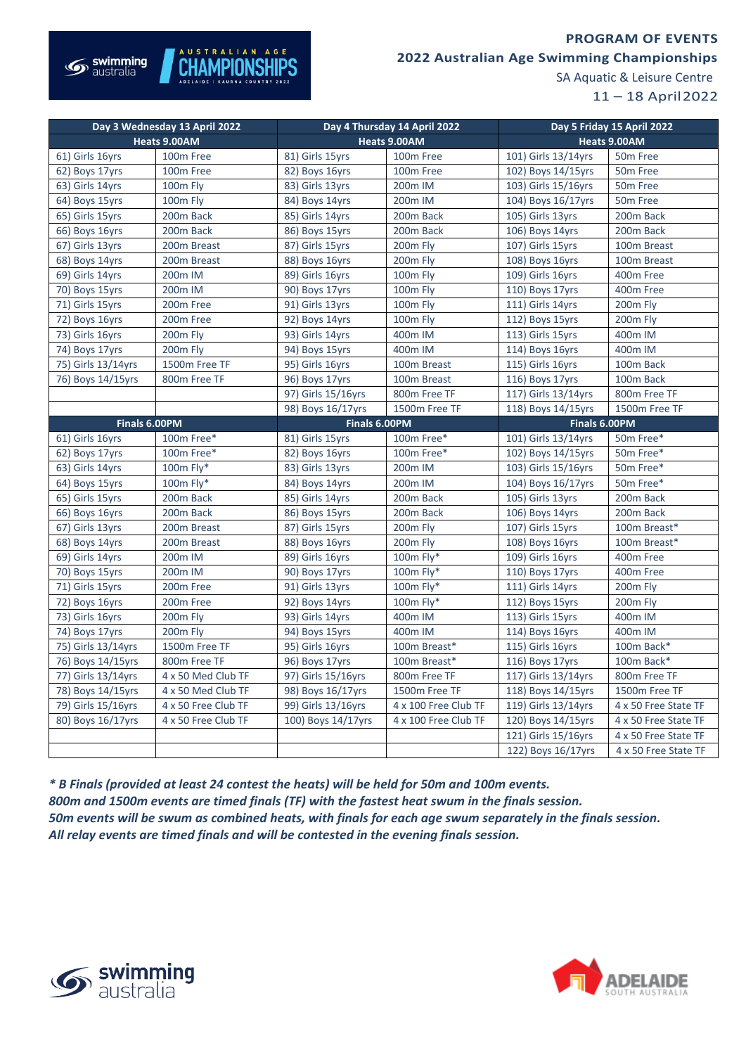**PROGRAM OF EVENTS**

**2022 Australian Age Swimming Championships**

SA Aquatic & Leisure Centre

11 – 18 April 2022

| Day 3 Wednesday 13 April 2022 | | Day 4 Thursday 14 April 2022 | | Day 5 Friday 15 April 2022 | |
|---|---|---|---|---|---|
| **Heats 9.00AM** | | **Heats 9.00AM** | | **Heats 9.00AM** | |
| 61) Girls 16yrs | 100m Free | 81) Girls 15yrs | 100m Free | 101) Girls 13/14yrs | 50m Free |
| 62) Boys 17yrs | 100m Free | 82) Boys 16yrs | 100m Free | 102) Boys 14/15yrs | 50m Free |
| 63) Girls 14yrs | 100m Fly | 83) Girls 13yrs | 200m IM | 103) Girls 15/16yrs | 50m Free |
| 64) Boys 15yrs | 100m Fly | 84) Boys 14yrs | 200m IM | 104) Boys 16/17yrs | 50m Free |
| 65) Girls 15yrs | 200m Back | 85) Girls 14yrs | 200m Back | 105) Girls 13yrs | 200m Back |
| 66) Boys 16yrs | 200m Back | 86) Boys 15yrs | 200m Back | 106) Boys 14yrs | 200m Back |
| 67) Girls 13yrs | 200m Breast | 87) Girls 15yrs | 200m Fly | 107) Girls 15yrs | 100m Breast |
| 68) Boys 14yrs | 200m Breast | 88) Boys 16yrs | 200m Fly | 108) Boys 16yrs | 100m Breast |
| 69) Girls 14yrs | 200m IM | 89) Girls 16yrs | 100m Fly | 109) Girls 16yrs | 400m Free |
| 70) Boys 15yrs | 200m IM | 90) Boys 17yrs | 100m Fly | 110) Boys 17yrs | 400m Free |
| 71) Girls 15yrs | 200m Free | 91) Girls 13yrs | 100m Fly | 111) Girls 14yrs | 200m Fly |
| 72) Boys 16yrs | 200m Free | 92) Boys 14yrs | 100m Fly | 112) Boys 15yrs | 200m Fly |
| 73) Girls 16yrs | 200m Fly | 93) Girls 14yrs | 400m IM | 113) Girls 15yrs | 400m IM |
| 74) Boys 17yrs | 200m Fly | 94) Boys 15yrs | 400m IM | 114) Boys 16yrs | 400m IM |
| 75) Girls 13/14yrs | 1500m Free TF | 95) Girls 16yrs | 100m Breast | 115) Girls 16yrs | 100m Back |
| 76) Boys 14/15yrs | 800m Free TF | 96) Boys 17yrs | 100m Breast | 116) Boys 17yrs | 100m Back |
| | | 97) Girls 15/16yrs | 800m Free TF | 117) Girls 13/14yrs | 800m Free TF |
| | | 98) Boys 16/17yrs | 1500m Free TF | 118) Boys 14/15yrs | 1500m Free TF |
| **Finals 6.00PM** | | **Finals 6.00PM** | | **Finals 6.00PM** | |
| 61) Girls 16yrs | 100m Free* | 81) Girls 15yrs | 100m Free* | 101) Girls 13/14yrs | 50m Free* |
| 62) Boys 17yrs | 100m Free* | 82) Boys 16yrs | 100m Free* | 102) Boys 14/15yrs | 50m Free* |
| 63) Girls 14yrs | 100m Fly* | 83) Girls 13yrs | 200m IM | 103) Girls 15/16yrs | 50m Free* |
| 64) Boys 15yrs | 100m Fly* | 84) Boys 14yrs | 200m IM | 104) Boys 16/17yrs | 50m Free* |
| 65) Girls 15yrs | 200m Back | 85) Girls 14yrs | 200m Back | 105) Girls 13yrs | 200m Back |
| 66) Boys 16yrs | 200m Back | 86) Boys 15yrs | 200m Back | 106) Boys 14yrs | 200m Back |
| 67) Girls 13yrs | 200m Breast | 87) Girls 15yrs | 200m Fly | 107) Girls 15yrs | 100m Breast* |
| 68) Boys 14yrs | 200m Breast | 88) Boys 16yrs | 200m Fly | 108) Boys 16yrs | 100m Breast* |
| 69) Girls 14yrs | 200m IM | 89) Girls 16yrs | 100m Fly* | 109) Girls 16yrs | 400m Free |
| 70) Boys 15yrs | 200m IM | 90) Boys 17yrs | 100m Fly* | 110) Boys 17yrs | 400m Free |
| 71) Girls 15yrs | 200m Free | 91) Girls 13yrs | 100m Fly* | 111) Girls 14yrs | 200m Fly |
| 72) Boys 16yrs | 200m Free | 92) Boys 14yrs | 100m Fly* | 112) Boys 15yrs | 200m Fly |
| 73) Girls 16yrs | 200m Fly | 93) Girls 14yrs | 400m IM | 113) Girls 15yrs | 400m IM |
| 74) Boys 17yrs | 200m Fly | 94) Boys 15yrs | 400m IM | 114) Boys 16yrs | 400m IM |
| 75) Girls 13/14yrs | 1500m Free TF | 95) Girls 16yrs | 100m Breast* | 115) Girls 16yrs | 100m Back* |
| 76) Boys 14/15yrs | 800m Free TF | 96) Boys 17yrs | 100m Breast* | 116) Boys 17yrs | 100m Back* |
| 77) Girls 13/14yrs | 4 x 50 Med Club TF | 97) Girls 15/16yrs | 800m Free TF | 117) Girls 13/14yrs | 800m Free TF |
| 78) Boys 14/15yrs | 4 x 50 Med Club TF | 98) Boys 16/17yrs | 1500m Free TF | 118) Boys 14/15yrs | 1500m Free TF |
| 79) Girls 15/16yrs | 4 x 50 Free Club TF | 99) Girls 13/16yrs | 4 x 100 Free Club TF | 119) Girls 13/14yrs | 4 x 50 Free State TF |
| 80) Boys 16/17yrs | 4 x 50 Free Club TF | 100) Boys 14/17yrs | 4 x 100 Free Club TF | 120) Boys 14/15yrs | 4 x 50 Free State TF |
| | | | | 121) Girls 15/16yrs | 4 x 50 Free State TF |
| | | | | 122) Boys 16/17yrs | 4 x 50 Free State TF |

***\* B Finals (provided at least 24 contest the heats) will be held for 50m and 100m events.***
***800m and 1500m events are timed finals (TF) with the fastest heat swum in the finals session.***
***50m events will be swum as combined heats, with finals for each age swum separately in the finals session.***
***All relay events are timed finals and will be contested in the evening finals session.***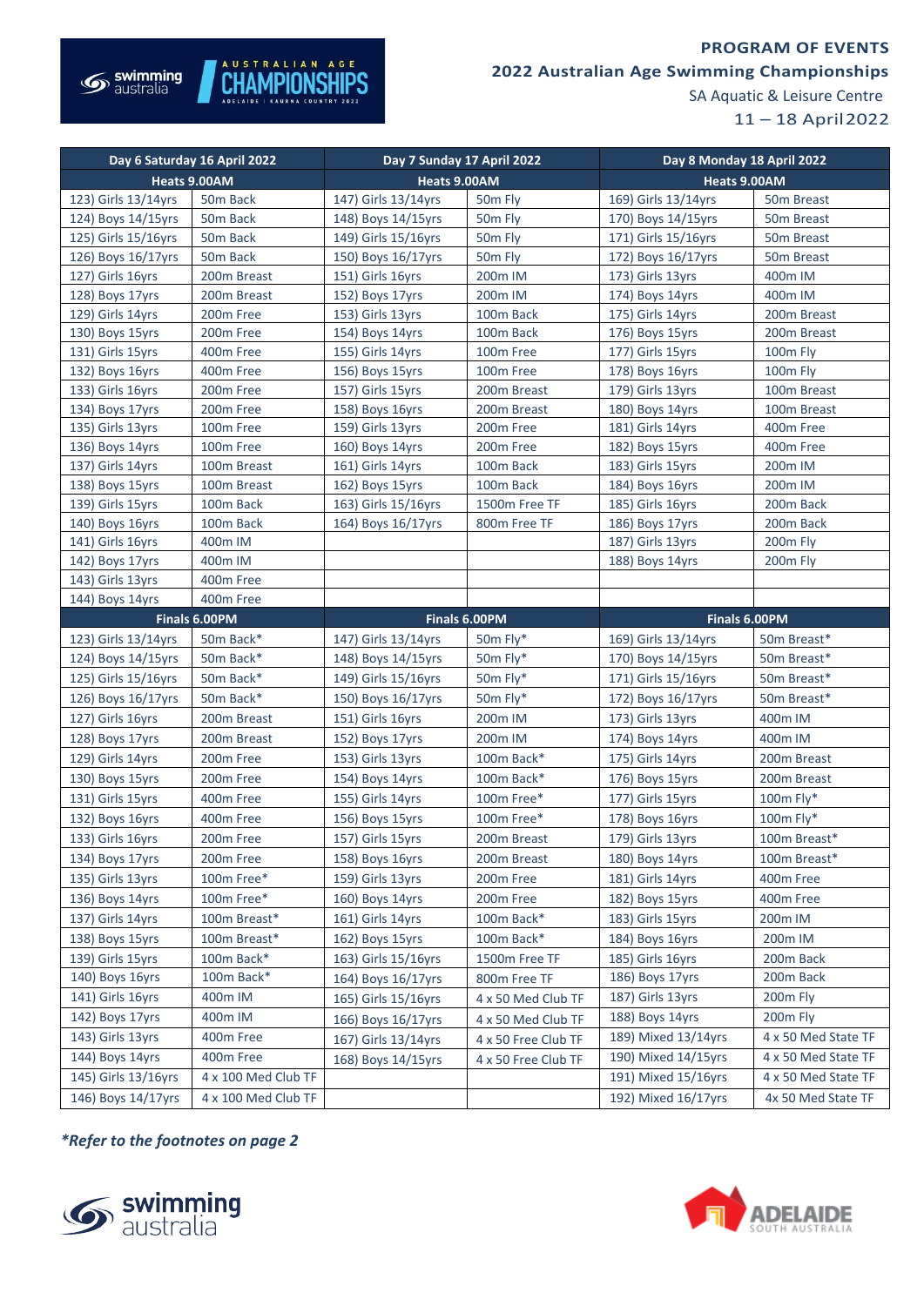**PROGRAM OF EVENTS**

**2022 Australian Age Swimming Championships**

SA Aquatic & Leisure Centre

11 – 18 April 2022

| Day 6 Saturday 16 April 2022 | | Day 7 Sunday 17 April 2022 | | Day 8 Monday 18 April 2022 | |
|---|---|---|---|---|---|
| **Heats 9.00AM** | | **Heats 9.00AM** | | **Heats 9.00AM** | |
| 123) Girls 13/14yrs | 50m Back | 147) Girls 13/14yrs | 50m Fly | 169) Girls 13/14yrs | 50m Breast |
| 124) Boys 14/15yrs | 50m Back | 148) Boys 14/15yrs | 50m Fly | 170) Boys 14/15yrs | 50m Breast |
| 125) Girls 15/16yrs | 50m Back | 149) Girls 15/16yrs | 50m Fly | 171) Girls 15/16yrs | 50m Breast |
| 126) Boys 16/17yrs | 50m Back | 150) Boys 16/17yrs | 50m Fly | 172) Boys 16/17yrs | 50m Breast |
| 127) Girls 16yrs | 200m Breast | 151) Girls 16yrs | 200m IM | 173) Girls 13yrs | 400m IM |
| 128) Boys 17yrs | 200m Breast | 152) Boys 17yrs | 200m IM | 174) Boys 14yrs | 400m IM |
| 129) Girls 14yrs | 200m Free | 153) Girls 13yrs | 100m Back | 175) Girls 14yrs | 200m Breast |
| 130) Boys 15yrs | 200m Free | 154) Boys 14yrs | 100m Back | 176) Boys 15yrs | 200m Breast |
| 131) Girls 15yrs | 400m Free | 155) Girls 14yrs | 100m Free | 177) Girls 15yrs | 100m Fly |
| 132) Boys 16yrs | 400m Free | 156) Boys 15yrs | 100m Free | 178) Boys 16yrs | 100m Fly |
| 133) Girls 16yrs | 200m Free | 157) Girls 15yrs | 200m Breast | 179) Girls 13yrs | 100m Breast |
| 134) Boys 17yrs | 200m Free | 158) Boys 16yrs | 200m Breast | 180) Boys 14yrs | 100m Breast |
| 135) Girls 13yrs | 100m Free | 159) Girls 13yrs | 200m Free | 181) Girls 14yrs | 400m Free |
| 136) Boys 14yrs | 100m Free | 160) Boys 14yrs | 200m Free | 182) Boys 15yrs | 400m Free |
| 137) Girls 14yrs | 100m Breast | 161) Girls 14yrs | 100m Back | 183) Girls 15yrs | 200m IM |
| 138) Boys 15yrs | 100m Breast | 162) Boys 15yrs | 100m Back | 184) Boys 16yrs | 200m IM |
| 139) Girls 15yrs | 100m Back | 163) Girls 15/16yrs | 1500m Free TF | 185) Girls 16yrs | 200m Back |
| 140) Boys 16yrs | 100m Back | 164) Boys 16/17yrs | 800m Free TF | 186) Boys 17yrs | 200m Back |
| 141) Girls 16yrs | 400m IM | | | 187) Girls 13yrs | 200m Fly |
| 142) Boys 17yrs | 400m IM | | | 188) Boys 14yrs | 200m Fly |
| 143) Girls 13yrs | 400m Free | | | | |
| 144) Boys 14yrs | 400m Free | | | | |
| **Finals 6.00PM** | | **Finals 6.00PM** | | **Finals 6.00PM** | |
| 123) Girls 13/14yrs | 50m Back* | 147) Girls 13/14yrs | 50m Fly* | 169) Girls 13/14yrs | 50m Breast* |
| 124) Boys 14/15yrs | 50m Back* | 148) Boys 14/15yrs | 50m Fly* | 170) Boys 14/15yrs | 50m Breast* |
| 125) Girls 15/16yrs | 50m Back* | 149) Girls 15/16yrs | 50m Fly* | 171) Girls 15/16yrs | 50m Breast* |
| 126) Boys 16/17yrs | 50m Back* | 150) Boys 16/17yrs | 50m Fly* | 172) Boys 16/17yrs | 50m Breast* |
| 127) Girls 16yrs | 200m Breast | 151) Girls 16yrs | 200m IM | 173) Girls 13yrs | 400m IM |
| 128) Boys 17yrs | 200m Breast | 152) Boys 17yrs | 200m IM | 174) Boys 14yrs | 400m IM |
| 129) Girls 14yrs | 200m Free | 153) Girls 13yrs | 100m Back* | 175) Girls 14yrs | 200m Breast |
| 130) Boys 15yrs | 200m Free | 154) Boys 14yrs | 100m Back* | 176) Boys 15yrs | 200m Breast |
| 131) Girls 15yrs | 400m Free | 155) Girls 14yrs | 100m Free* | 177) Girls 15yrs | 100m Fly* |
| 132) Boys 16yrs | 400m Free | 156) Boys 15yrs | 100m Free* | 178) Boys 16yrs | 100m Fly* |
| 133) Girls 16yrs | 200m Free | 157) Girls 15yrs | 200m Breast | 179) Girls 13yrs | 100m Breast* |
| 134) Boys 17yrs | 200m Free | 158) Boys 16yrs | 200m Breast | 180) Boys 14yrs | 100m Breast* |
| 135) Girls 13yrs | 100m Free* | 159) Girls 13yrs | 200m Free | 181) Girls 14yrs | 400m Free |
| 136) Boys 14yrs | 100m Free* | 160) Boys 14yrs | 200m Free | 182) Boys 15yrs | 400m Free |
| 137) Girls 14yrs | 100m Breast* | 161) Girls 14yrs | 100m Back* | 183) Girls 15yrs | 200m IM |
| 138) Boys 15yrs | 100m Breast* | 162) Boys 15yrs | 100m Back* | 184) Boys 16yrs | 200m IM |
| 139) Girls 15yrs | 100m Back* | 163) Girls 15/16yrs | 1500m Free TF | 185) Girls 16yrs | 200m Back |
| 140) Boys 16yrs | 100m Back* | 164) Boys 16/17yrs | 800m Free TF | 186) Boys 17yrs | 200m Back |
| 141) Girls 16yrs | 400m IM | 165) Girls 15/16yrs | 4 x 50 Med Club TF | 187) Girls 13yrs | 200m Fly |
| 142) Boys 17yrs | 400m IM | 166) Boys 16/17yrs | 4 x 50 Med Club TF | 188) Boys 14yrs | 200m Fly |
| 143) Girls 13yrs | 400m Free | 167) Girls 13/14yrs | 4 x 50 Free Club TF | 189) Mixed 13/14yrs | 4 x 50 Med State TF |
| 144) Boys 14yrs | 400m Free | 168) Boys 14/15yrs | 4 x 50 Free Club TF | 190) Mixed 14/15yrs | 4 x 50 Med State TF |
| 145) Girls 13/16yrs | 4 x 100 Med Club TF | | | 191) Mixed 15/16yrs | 4 x 50 Med State TF |
| 146) Boys 14/17yrs | 4 x 100 Med Club TF | | | 192) Mixed 16/17yrs | 4x 50 Med State TF |

***Refer to the footnotes on page 2***